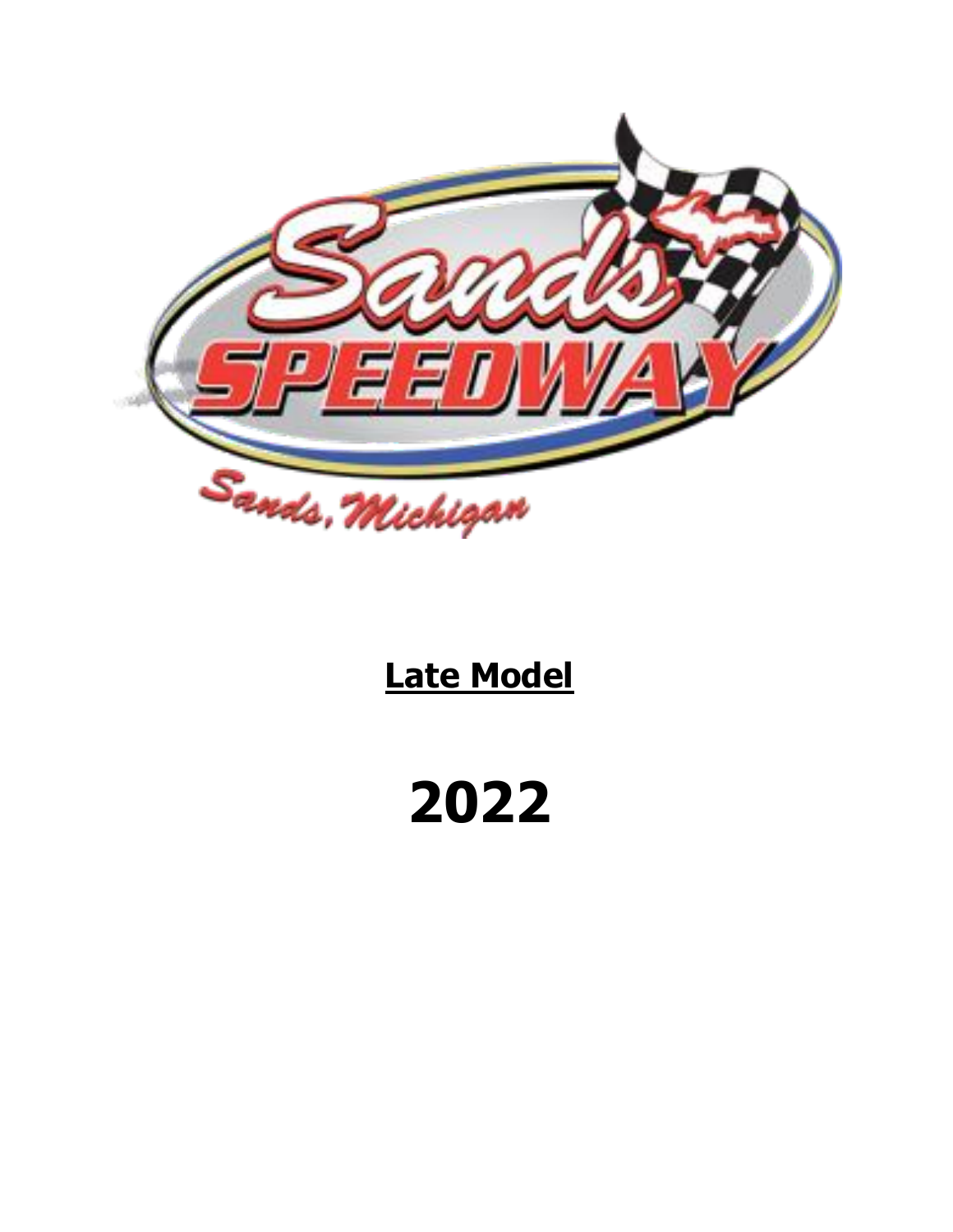**Sands SPEEDWAY**

Sands, Michigan

# Late Model

# 2022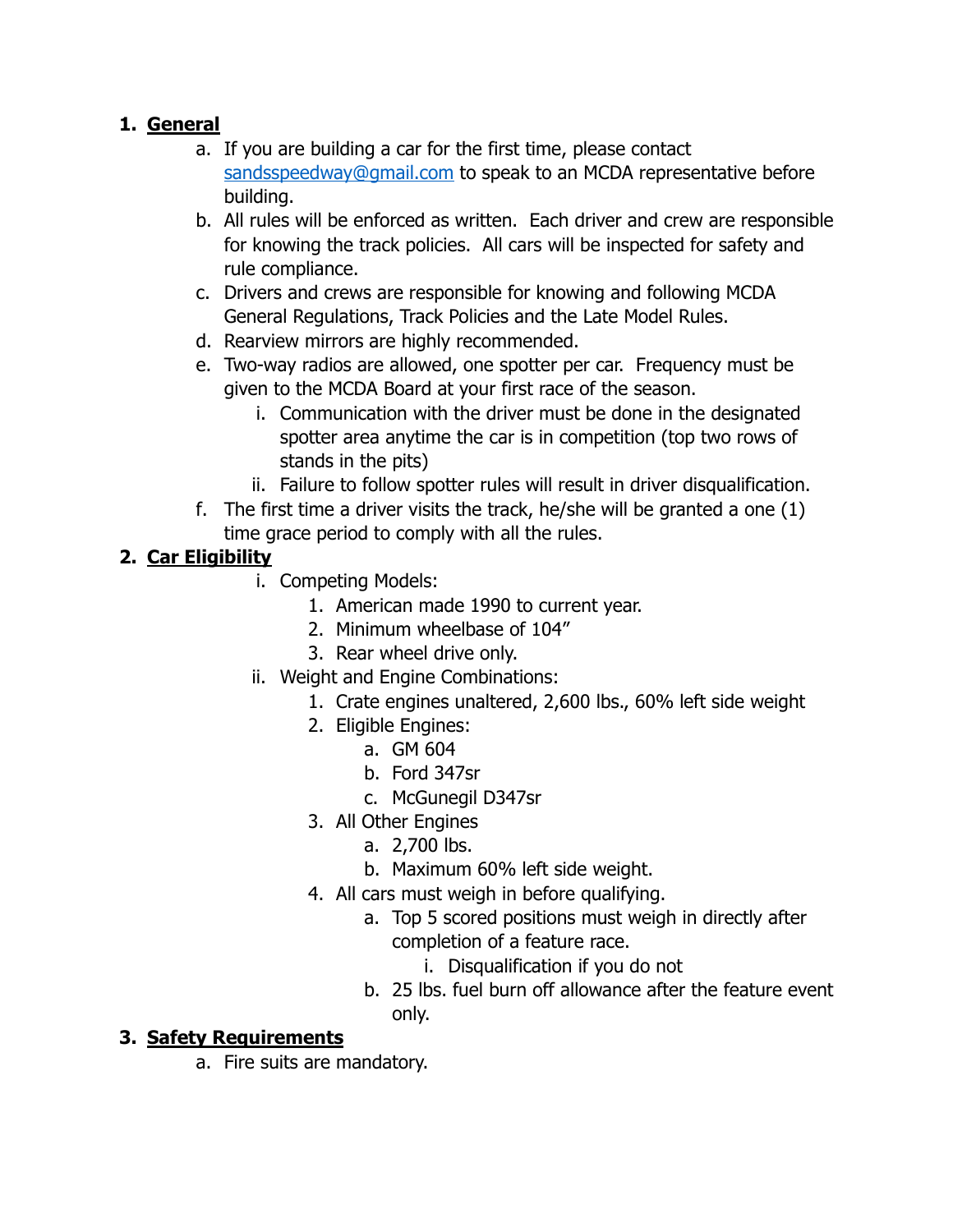1. **General**
    a. If you are building a car for the first time, please contact sandsspeedway@gmail.com to speak to an MCDA representative before building.
    b. All rules will be enforced as written. Each driver and crew are responsible for knowing the track policies. All cars will be inspected for safety and rule compliance.
    c. Drivers and crews are responsible for knowing and following MCDA General Regulations, Track Policies and the Late Model Rules.
    d. Rearview mirrors are highly recommended.
    e. Two-way radios are allowed, one spotter per car. Frequency must be given to the MCDA Board at your first race of the season.
        i. Communication with the driver must be done in the designated spotter area anytime the car is in competition (top two rows of stands in the pits)
        ii. Failure to follow spotter rules will result in driver disqualification.
    f. The first time a driver visits the track, he/she will be granted a one (1) time grace period to comply with all the rules.
2. **Car Eligibility**
    i. Competing Models:
        1. American made 1990 to current year.
        2. Minimum wheelbase of 104"
        3. Rear wheel drive only.
    ii. Weight and Engine Combinations:
        1. Crate engines unaltered, 2,600 lbs., 60% left side weight
        2. Eligible Engines:
            a. GM 604
            b. Ford 347sr
            c. McGunegil D347sr
        3. All Other Engines
            a. 2,700 lbs.
            b. Maximum 60% left side weight.
        4. All cars must weigh in before qualifying.
            a. Top 5 scored positions must weigh in directly after completion of a feature race.
                i. Disqualification if you do not
            b. 25 lbs. fuel burn off allowance after the feature event only.
3. **Safety Requirements**
    a. Fire suits are mandatory.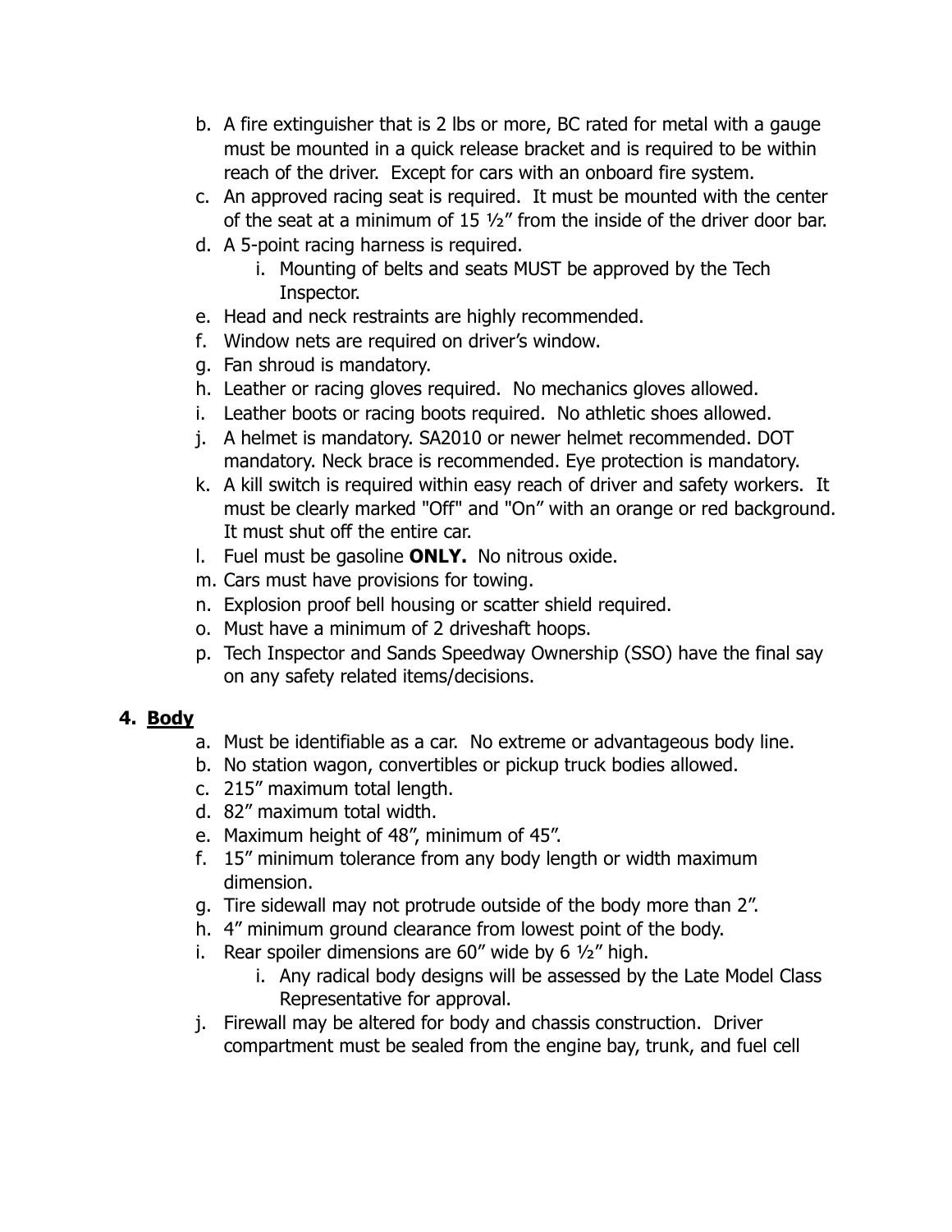b. A fire extinguisher that is 2 lbs or more, BC rated for metal with a gauge must be mounted in a quick release bracket and is required to be within reach of the driver. Except for cars with an onboard fire system.
c. An approved racing seat is required. It must be mounted with the center of the seat at a minimum of 15 ½" from the inside of the driver door bar.
d. A 5-point racing harness is required.
    i. Mounting of belts and seats MUST be approved by the Tech Inspector.
e. Head and neck restraints are highly recommended.
f. Window nets are required on driver's window.
g. Fan shroud is mandatory.
h. Leather or racing gloves required. No mechanics gloves allowed.
i. Leather boots or racing boots required. No athletic shoes allowed.
j. A helmet is mandatory. SA2010 or newer helmet recommended. DOT mandatory. Neck brace is recommended. Eye protection is mandatory.
k. A kill switch is required within easy reach of driver and safety workers. It must be clearly marked "Off" and "On" with an orange or red background. It must shut off the entire car.
l. Fuel must be gasoline **ONLY.** No nitrous oxide.
m. Cars must have provisions for towing.
n. Explosion proof bell housing or scatter shield required.
o. Must have a minimum of 2 driveshaft hoops.
p. Tech Inspector and Sands Speedway Ownership (SSO) have the final say on any safety related items/decisions.

## 4. **Body**

a. Must be identifiable as a car. No extreme or advantageous body line.
b. No station wagon, convertibles or pickup truck bodies allowed.
c. 215" maximum total length.
d. 82" maximum total width.
e. Maximum height of 48", minimum of 45".
f. 15" minimum tolerance from any body length or width maximum dimension.
g. Tire sidewall may not protrude outside of the body more than 2".
h. 4" minimum ground clearance from lowest point of the body.
i. Rear spoiler dimensions are 60" wide by 6 ½" high.
    i. Any radical body designs will be assessed by the Late Model Class Representative for approval.
j. Firewall may be altered for body and chassis construction. Driver compartment must be sealed from the engine bay, trunk, and fuel cell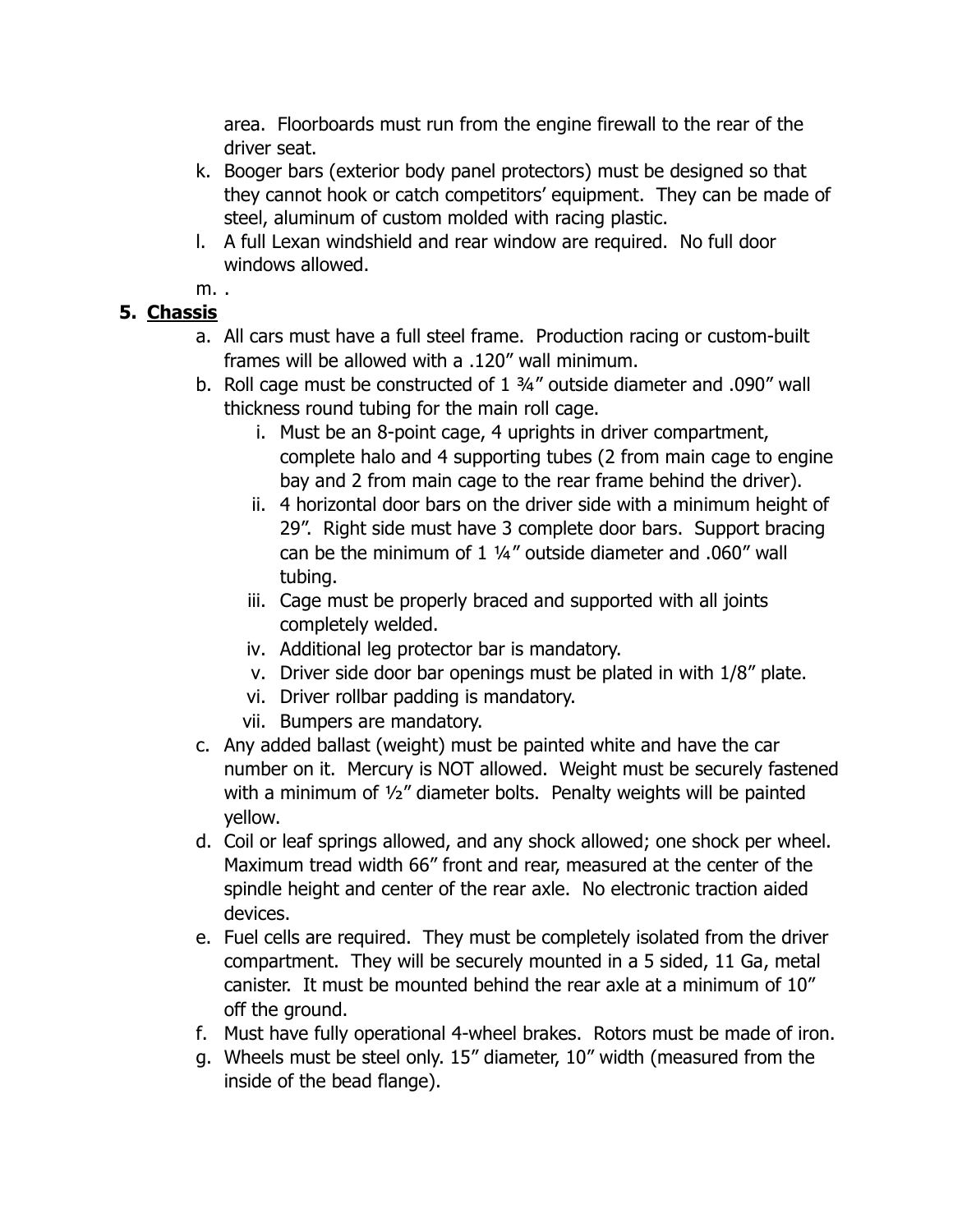area. Floorboards must run from the engine firewall to the rear of the driver seat.

k. Booger bars (exterior body panel protectors) must be designed so that they cannot hook or catch competitors' equipment. They can be made of steel, aluminum of custom molded with racing plastic.
l. A full Lexan windshield and rear window are required. No full door windows allowed.
m. .

## 5. **Chassis**

a. All cars must have a full steel frame. Production racing or custom-built frames will be allowed with a .120" wall minimum.
b. Roll cage must be constructed of 1 ¾" outside diameter and .090" wall thickness round tubing for the main roll cage.
   i. Must be an 8-point cage, 4 uprights in driver compartment, complete halo and 4 supporting tubes (2 from main cage to engine bay and 2 from main cage to the rear frame behind the driver).
   ii. 4 horizontal door bars on the driver side with a minimum height of 29". Right side must have 3 complete door bars. Support bracing can be the minimum of 1 ¼" outside diameter and .060" wall tubing.
   iii. Cage must be properly braced and supported with all joints completely welded.
   iv. Additional leg protector bar is mandatory.
   v. Driver side door bar openings must be plated in with 1/8" plate.
   vi. Driver rollbar padding is mandatory.
   vii. Bumpers are mandatory.
c. Any added ballast (weight) must be painted white and have the car number on it. Mercury is NOT allowed. Weight must be securely fastened with a minimum of ½" diameter bolts. Penalty weights will be painted yellow.
d. Coil or leaf springs allowed, and any shock allowed; one shock per wheel. Maximum tread width 66" front and rear, measured at the center of the spindle height and center of the rear axle. No electronic traction aided devices.
e. Fuel cells are required. They must be completely isolated from the driver compartment. They will be securely mounted in a 5 sided, 11 Ga, metal canister. It must be mounted behind the rear axle at a minimum of 10" off the ground.
f. Must have fully operational 4-wheel brakes. Rotors must be made of iron.
g. Wheels must be steel only. 15" diameter, 10" width (measured from the inside of the bead flange).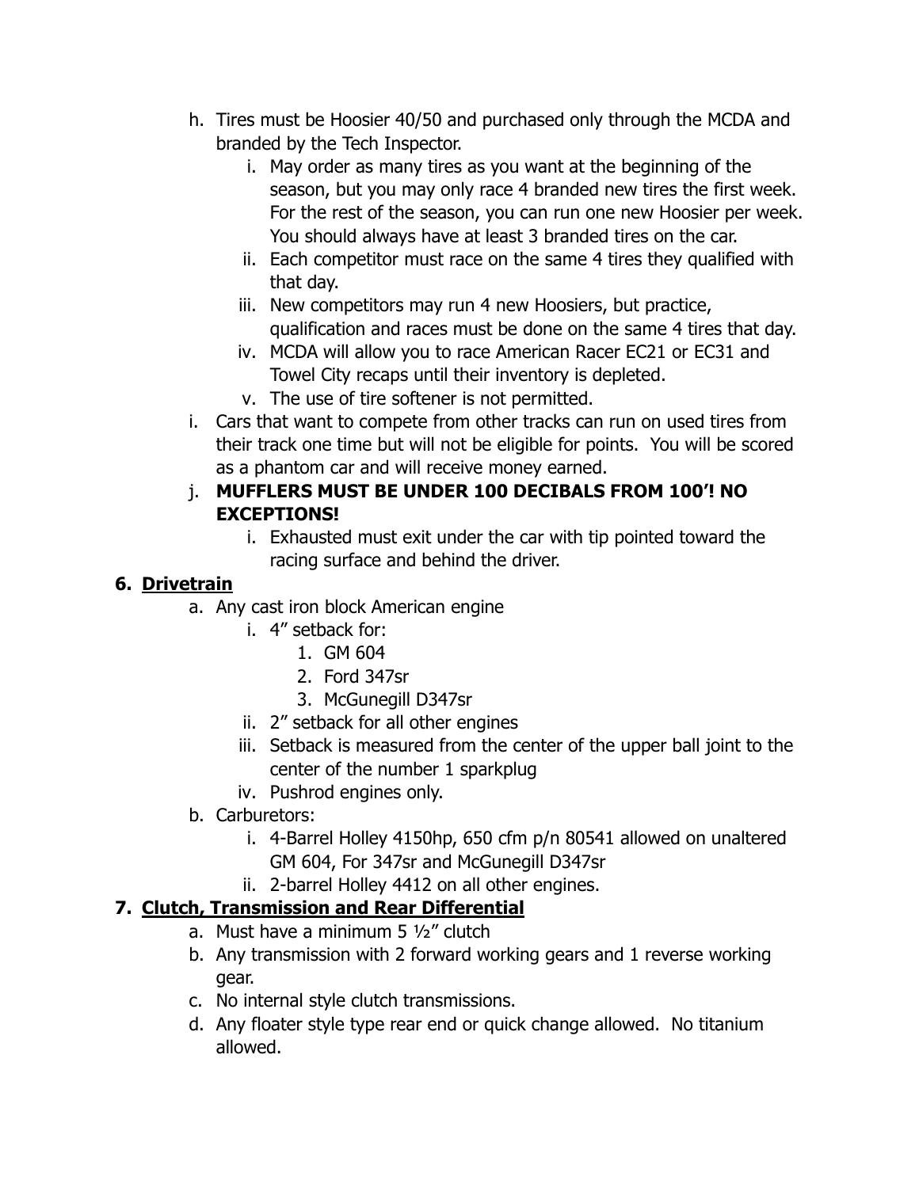h. Tires must be Hoosier 40/50 and purchased only through the MCDA and branded by the Tech Inspector.
    i. May order as many tires as you want at the beginning of the season, but you may only race 4 branded new tires the first week. For the rest of the season, you can run one new Hoosier per week. You should always have at least 3 branded tires on the car.
    ii. Each competitor must race on the same 4 tires they qualified with that day.
    iii. New competitors may run 4 new Hoosiers, but practice, qualification and races must be done on the same 4 tires that day.
    iv. MCDA will allow you to race American Racer EC21 or EC31 and Towel City recaps until their inventory is depleted.
    v. The use of tire softener is not permitted.

i. Cars that want to compete from other tracks can run on used tires from their track one time but will not be eligible for points. You will be scored as a phantom car and will receive money earned.

j. **MUFFLERS MUST BE UNDER 100 DECIBALS FROM 100’! NO EXCEPTIONS!**
    i. Exhausted must exit under the car with tip pointed toward the racing surface and behind the driver.

**6. <u>Drivetrain</u>**

a. Any cast iron block American engine
    i. 4” setback for:
        1. GM 604
        2. Ford 347sr
        3. McGunegill D347sr
    ii. 2” setback for all other engines
    iii. Setback is measured from the center of the upper ball joint to the center of the number 1 sparkplug
    iv. Pushrod engines only.

b. Carburetors:
    i. 4-Barrel Holley 4150hp, 650 cfm p/n 80541 allowed on unaltered GM 604, For 347sr and McGunegill D347sr
    ii. 2-barrel Holley 4412 on all other engines.

**7. <u>Clutch, Transmission and Rear Differential</u>**

a. Must have a minimum 5 ½” clutch

b. Any transmission with 2 forward working gears and 1 reverse working gear.

c. No internal style clutch transmissions.

d. Any floater style type rear end or quick change allowed. No titanium allowed.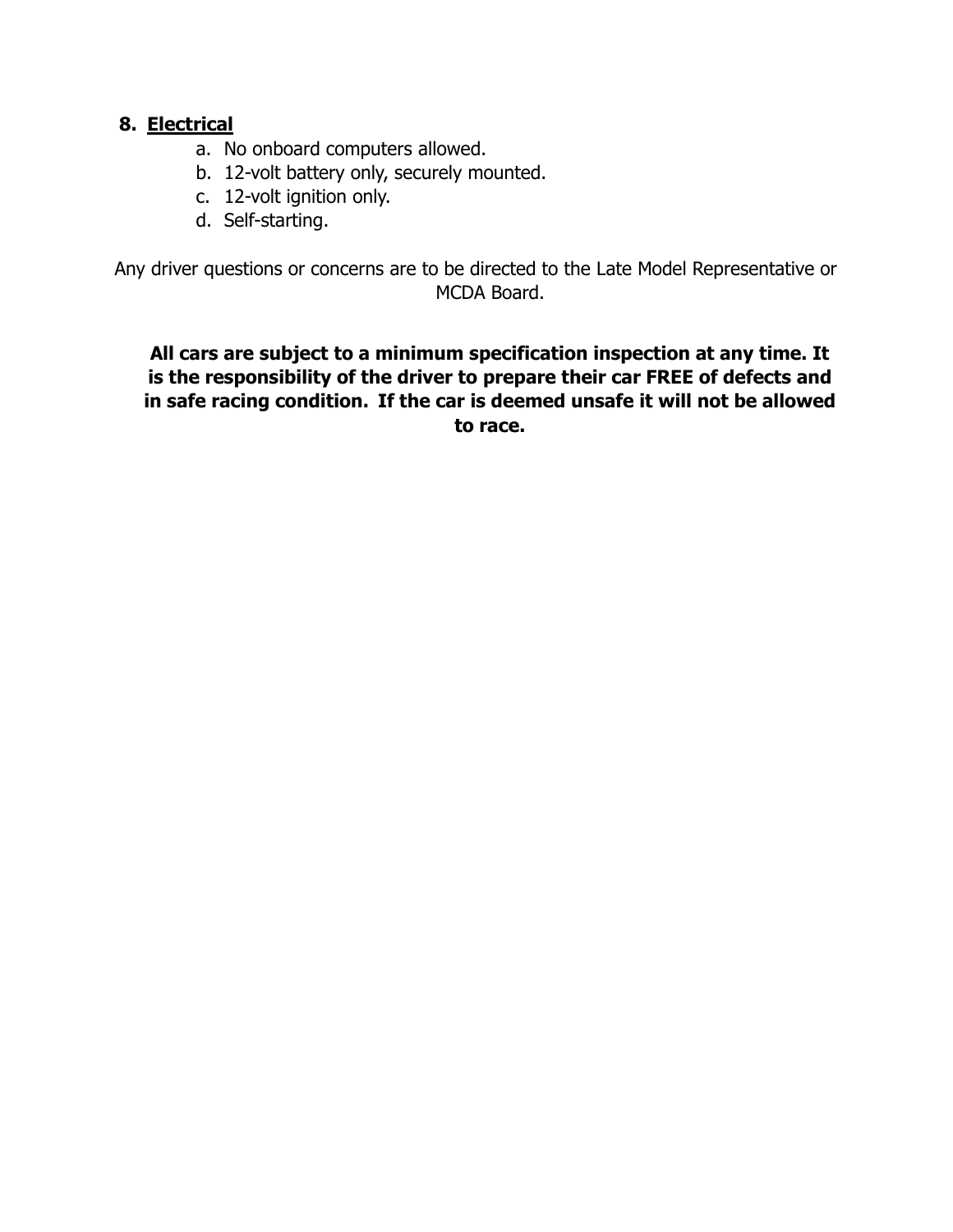## 8. <u>Electrical</u>

a. No onboard computers allowed.
b. 12-volt battery only, securely mounted.
c. 12-volt ignition only.
d. Self-starting.

Any driver questions or concerns are to be directed to the Late Model Representative or MCDA Board.

**All cars are subject to a minimum specification inspection at any time. It is the responsibility of the driver to prepare their car FREE of defects and in safe racing condition. If the car is deemed unsafe it will not be allowed to race.**